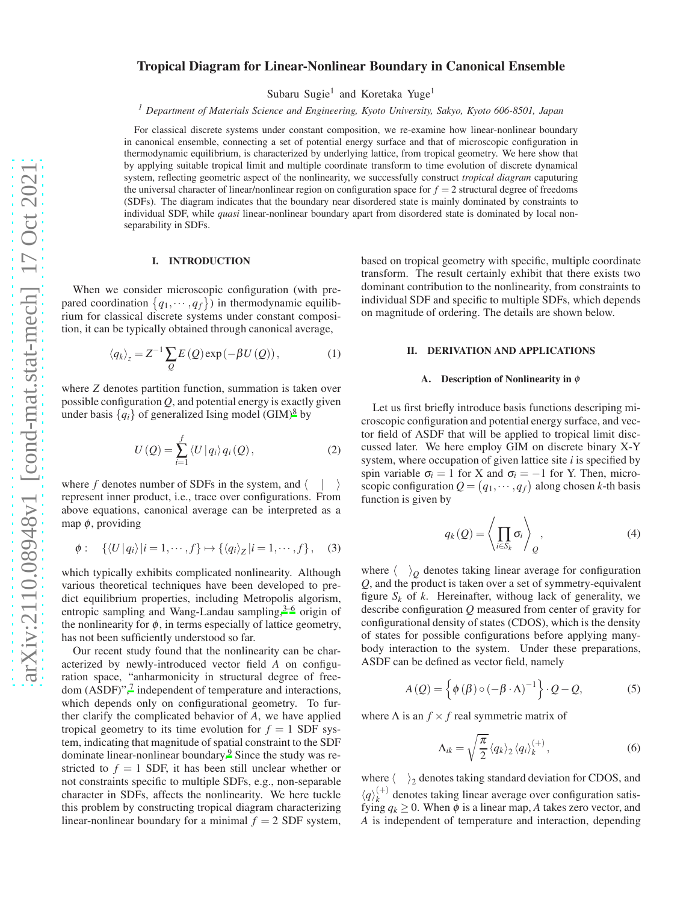# Tropical Diagram for Linear-Nonlinear Boundary in Canonical Ensemble

Subaru Sugie[1] and Koretaka Yuge[1]

[1] *Department of Materials Science and Engineering, Kyoto University, Sakyo, Kyoto 606-8501, Japan*

For classical discrete systems under constant composition, we re-examine how linear-nonlinear boundary in canonical ensemble, connecting a set of potential energy surface and that of microscopic configuration in thermodynamic equilibrium, is characterized by underlying lattice, from tropical geometry. We here show that by applying suitable tropical limit and multiple coordinate transform to time evolution of discrete dynamical system, reflecting geometric aspect of the nonlinearity, we successfully construct *tropical diagram* caputuring the universal character of linear/nonlinear region on configuration space for $f = 2$ structural degree of freedoms (SDFs). The diagram indicates that the boundary near disordered state is mainly dominated by constraints to individual SDF, while *quasi* linear-nonlinear boundary apart from disordered state is dominated by local non-separability in SDFs.

## I. INTRODUCTION

When we consider microscopic configuration (with prepared coordination $\{q_1, \cdots, q_f\}$) in thermodynamic equilibrium for classical discrete systems under constant composition, it can be typically obtained through canonical average,

$$\langle q_k \rangle_z = Z^{-1} \sum_Q E(Q) \exp(-\beta U(Q)), \tag{1}$$

where $Z$ denotes partition function, summation is taken over possible configuration $Q$, and potential energy is exactly given under basis $\{q_i\}$ of generalized Ising model (GIM)[8] by

$$U(Q) = \sum_{i=1}^{f} \langle U | q_i \rangle q_i(Q), \tag{2}$$

where $f$ denotes number of SDFs in the system, and $\langle \quad | \quad \rangle$ represent inner product, i.e., trace over configurations. From above equations, canonical average can be interpreted as a map $\phi$, providing

$$\phi: \quad \{\langle U | q_i \rangle | i = 1, \cdots, f\} \mapsto \{\langle q_i \rangle_Z | i = 1, \cdots, f\}, \tag{3}$$

which typically exhibits complicated nonlinearity. Although various theoretical techniques have been developed to predict equilibrium properties, including Metropolis algorism, entropic sampling and Wang-Landau sampling,[3–6] origin of the nonlinearity for $\phi$, in terms especially of lattice geometry, has not been sufficiently understood so far.

Our recent study found that the nonlinearity can be characterized by newly-introduced vector field $A$ on configuration space, "anharmonicity in structural degree of freedom (ASDF)",[7] independent of temperature and interactions, which depends only on configurational geometry. To further clarify the complicated behavior of $A$, we have applied tropical geometry to its time evolution for $f = 1$ SDF system, indicating that magnitude of spatial constraint to the SDF dominate linear-nonlinear boundary.[9] Since the study was restricted to $f = 1$ SDF, it has been still unclear whether or not constraints specific to multiple SDFs, e.g., non-separable character in SDFs, affects the nonlinearity. We here tuckle this problem by constructing tropical diagram characterizing linear-nonlinear boundary for a minimal $f = 2$ SDF system, based on tropical geometry with specific, multiple coordinate transform. The result certainly exhibit that there exists two dominant contribution to the nonlinearity, from constraints to individual SDF and specific to multiple SDFs, which depends on magnitude of ordering. The details are shown below.

## II. DERIVATION AND APPLICATIONS

### A. Description of Nonlinearity in $\phi$

Let us first briefly introduce basis functions describing microscopic configuration and potential energy surface, and vector field of ASDF that will be applied to tropical limit discussed later. We here employ GIM on discrete binary X-Y system, where occupation of given lattice site $i$ is specified by spin variable $\sigma_i = 1$ for X and $\sigma_i = -1$ for Y. Then, microscopic configuration $Q = (q_1, \cdots, q_f)$ along chosen $k$-th basis function is given by

$$q_k(Q) = \left\langle \prod_{i \in S_k} \sigma_i \right\rangle_Q, \tag{4}$$

where $\langle \quad \rangle_Q$ denotes taking linear average for configuration $Q$, and the product is taken over a set of symmetry-equivalent figure $S_k$ of $k$. Hereinafter, withoug lack of generality, we describe configuration $Q$ measured from center of gravity for configurational density of states (CDOS), which is the density of states for possible configurations before applying many-body interaction to the system. Under these preparations, ASDF can be defined as vector field, namely

$$A(Q) = \left\{ \phi(\beta) \circ (-\beta \cdot \Lambda)^{-1} \right\} \cdot Q - Q, \tag{5}$$

where $\Lambda$ is an $f \times f$ real symmetric matrix of

$$\Lambda_{ik} = \sqrt{\frac{\pi}{2}} \langle q_k \rangle_2 \langle q_i \rangle_k^{(+)}, \tag{6}$$

where $\langle \quad \rangle_2$ denotes taking standard deviation for CDOS, and $\langle q \rangle_k^{(+)}$ denotes taking linear average over configuration satisfying $q_k \geq 0$. When $\phi$ is a linear map, $A$ takes zero vector, and $A$ is independent of temperature and interaction, depending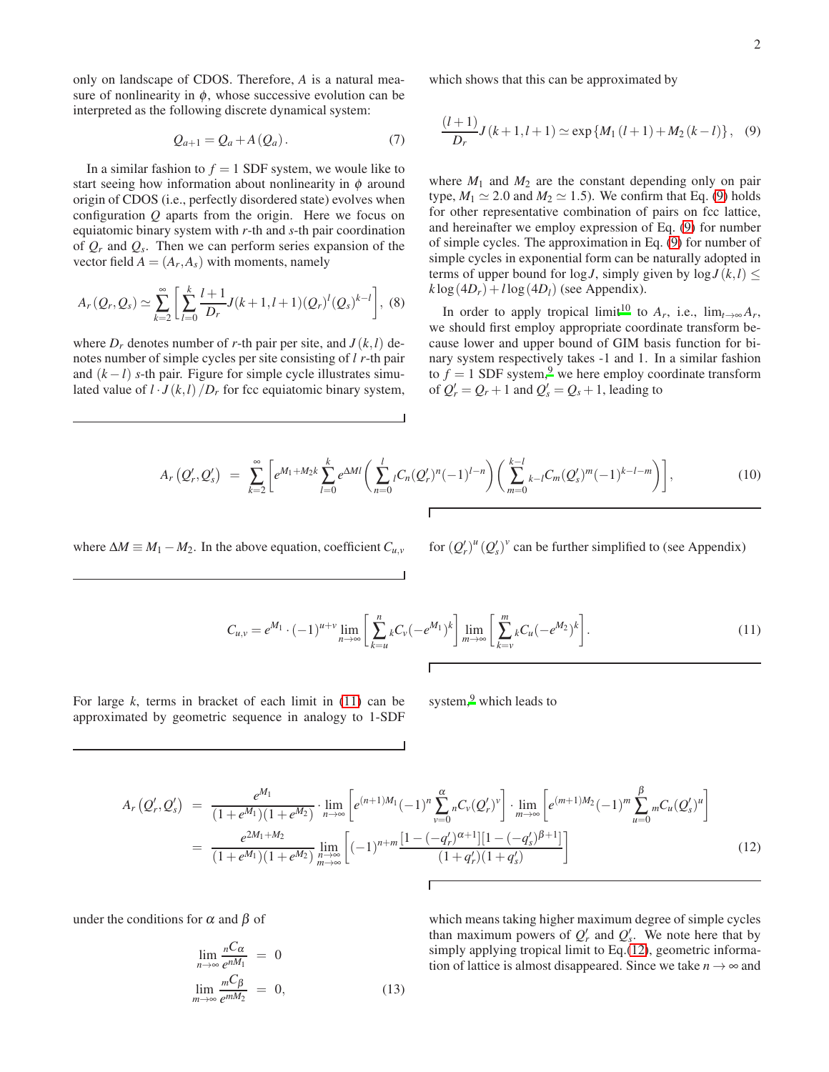only on landscape of CDOS. Therefore, $A$ is a natural measure of nonlinearity in $\phi$, whose successive evolution can be interpreted as the following discrete dynamical system:

$$Q_{a+1} = Q_a + A\left(Q_a\right). \tag{7}$$

In a similar fashion to $f=1$ SDF system, we woule like to start seeing how information about nonlinearity in $\phi$ around origin of CDOS (i.e., perfectly disordered state) evolves when configuration $Q$ aparts from the origin. Here we focus on equiatomic binary system with $r$-th and $s$-th pair coordination of $Q_r$ and $Q_s$. Then we can perform series expansion of the vector field $A = (A_r, A_s)$ with moments, namely

$$A_r\left(Q_r, Q_s\right) \simeq \sum_{k=2}^{\infty}\left[\sum_{l=0}^{k}\frac{l+1}{D_r}J(k+1,l+1)\left(Q_r\right)^l\left(Q_s\right)^{k-l}\right], \tag{8}$$

where $D_r$ denotes number of $r$-th pair per site, and $J(k,l)$ denotes number of simple cycles per site consisting of $l$ $r$-th pair and $(k-l)$ $s$-th pair. Figure for simple cycle illustrates simulated value of $l\cdot J(k,l)/D_r$ for fcc equiatomic binary system, which shows that this can be approximated by

$$\frac{(l+1)}{D_r}J(k+1,l+1) \simeq \exp\left\{M_1(l+1) + M_2(k-l)\right\}, \tag{9}$$

where $M_1$ and $M_2$ are the constant depending only on pair type, $M_1 \simeq 2.0$ and $M_2 \simeq 1.5$). We confirm that Eq. (9) holds for other representative combination of pairs on fcc lattice, and hereinafter we employ expression of Eq. (9) for number of simple cycles. The approximation in Eq. (9) for number of simple cycles in exponential form can be naturally adopted in terms of upper bound for $\log J$, simply given by $\log J(k,l) \le k\log(4D_r) + l\log(4D_l)$ (see Appendix).

In order to apply tropical limit[10] to $A_r$, i.e., $\lim_{t\to\infty}A_r$, we should first employ appropriate coordinate transform because lower and upper bound of GIM basis function for binary system respectively takes -1 and 1. In a similar fashion to $f=1$ SDF system,[9] we here employ coordinate transform of $Q'_r = Q_r + 1$ and $Q'_s = Q_s + 1$, leading to

$$A_r\left(Q'_r, Q'_s\right) = \sum_{k=2}^{\infty}\left[e^{M_1+M_2k}\sum_{l=0}^{k}e^{\Delta Ml}\left(\sum_{n=0}^{l}{}_lC_n(Q'_r)^n(-1)^{l-n}\right)\left(\sum_{m=0}^{k-l}{}_{k-l}C_m(Q'_s)^m(-1)^{k-l-m}\right)\right], \tag{10}$$

where $\Delta M \equiv M_1 - M_2$. In the above equation, coefficient $C_{u,v}$ for $\left(Q'_r\right)^u\left(Q'_s\right)^v$ can be further simplified to (see Appendix)

$$C_{u,v} = e^{M_1}\cdot(-1)^{u+v}\lim_{n\to\infty}\left[\sum_{k=u}^{n}{}_kC_v(-e^{M_1})^k\right]\lim_{m\to\infty}\left[\sum_{k=v}^{m}{}_kC_u(-e^{M_2})^k\right]. \tag{11}$$

For large $k$, terms in bracket of each limit in (11) can be approximated by geometric sequence in analogy to 1-SDF system,[9] which leads to

$$\begin{aligned}
A_r\left(Q'_r, Q'_s\right) &= \frac{e^{M_1}}{(1+e^{M_1})(1+e^{M_2})}\cdot\lim_{n\to\infty}\left[e^{(n+1)M_1}(-1)^n\sum_{v=0}^{\alpha}{}_nC_v\left(Q'_r\right)^v\right]\cdot\lim_{m\to\infty}\left[e^{(m+1)M_2}(-1)^m\sum_{u=0}^{\beta}{}_mC_u\left(Q'_s\right)^u\right] \\
&= \frac{e^{2M_1+M_2}}{(1+e^{M_1})(1+e^{M_2})}\lim_{\substack{n\to\infty \\ m\to\infty}}\left[(-1)^{n+m}\frac{[1-(-q'_r)^{\alpha+1}][1-(-q'_s)^{\beta+1}]}{(1+q'_r)(1+q'_s)}\right]
\end{aligned} \tag{12}$$

under the conditions for $\alpha$ and $\beta$ of

$$\begin{aligned}
\lim_{n\to\infty}\frac{{}_nC_\alpha}{e^{nM_1}} &= 0 \\
\lim_{m\to\infty}\frac{{}_mC_\beta}{e^{mM_2}} &= 0,
\end{aligned} \tag{13}$$

which means taking higher maximum degree of simple cycles than maximum powers of $Q'_r$ and $Q'_s$. We note here that by simply applying tropical limit to Eq.(12), geometric information of lattice is almost disappeared. Since we take $n\to\infty$ and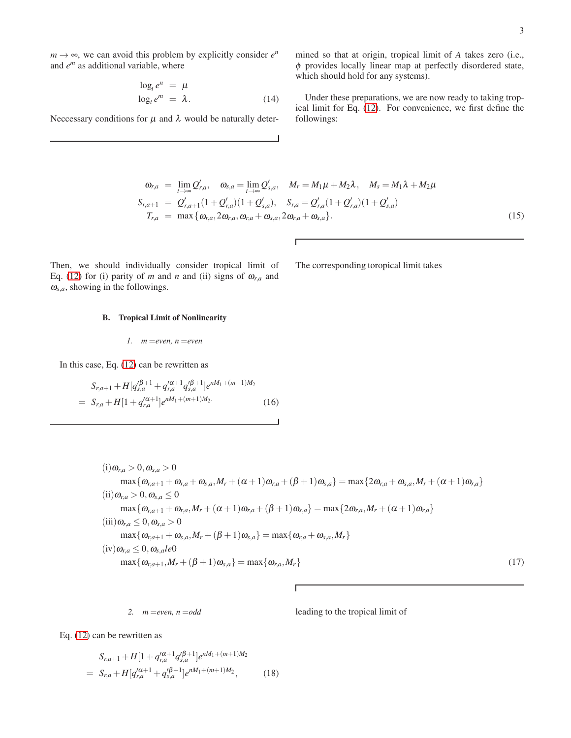$m \to \infty$, we can avoid this problem by explicitly consider $e^n$ and $e^m$ as additional variable, where

$$
\begin{aligned}
\log_t e^n &= \mu \\
\log_t e^m &= \lambda.
\end{aligned}
\tag{14}
$$

Neccessary conditions for $\mu$ and $\lambda$ would be naturally determined so that at origin, tropical limit of $A$ takes zero (i.e., $\phi$ provides locally linear map at perfectly disordered state, which should hold for any systems).

Under these preparations, we are now ready to taking tropical limit for Eq. (12). For convenience, we first define the followings:

$$
\begin{aligned}
\omega_{r,a} &= \lim_{t\to\infty} Q'_{r,a}, \quad \omega_{s,a} = \lim_{t\to\infty} Q'_{s,a}, \quad M_r = M_1\mu + M_2\lambda, \quad M_s = M_1\lambda + M_2\mu \\
S_{r,a+1} &= Q'_{r,a+1}(1+Q'_{r,a})(1+Q'_{s,a}), \quad S_{r,a} = Q'_{r,a}(1+Q'_{r,a})(1+Q'_{s,a}) \\
T_{r,a} &= \max\{\omega_{r,a}, 2\omega_{r,a}, \omega_{r,a}+\omega_{s,a}, 2\omega_{r,a}+\omega_{s,a}\}.
\end{aligned}
\tag{15}
$$

Then, we should individually consider tropical limit of Eq. (12) for (i) parity of $m$ and $n$ and (ii) signs of $\omega_{r,a}$ and $\omega_{s,a}$, showing in the followings.

### B. Tropical Limit of Nonlinearity

#### 1. $m$ =even, $n$ =even

In this case, Eq. (12) can be rewritten as

$$
\begin{aligned}
& S_{r,a+1} + H[q'^{\beta+1}_{s,a} + q'^{\alpha+1}_{r,a} q'^{\beta+1}_{s,a}] e^{nM_1+(m+1)M_2} \\
= \; & S_{r,a} + H[1 + q'^{\alpha+1}_{r,a}] e^{nM_1+(m+1)M_2.}
\end{aligned}
\tag{16}
$$

The corresponding toropical limit takes

$$
\begin{aligned}
&\text{(i)}\, \omega_{r,a} > 0, \omega_{s,a} > 0 \\
&\qquad \max\{\omega_{r,a+1} + \omega_{r,a} + \omega_{s,a}, M_r + (\alpha+1)\omega_{r,a} + (\beta+1)\omega_{s,a}\} = \max\{2\omega_{r,a} + \omega_{s,a}, M_r + (\alpha+1)\omega_{r,a}\} \\
&\text{(ii)}\, \omega_{r,a} > 0, \omega_{s,a} \le 0 \\
&\qquad \max\{\omega_{r,a+1} + \omega_{r,a}, M_r + (\alpha+1)\omega_{r,a} + (\beta+1)\omega_{s,a}\} = \max\{2\omega_{r,a}, M_r + (\alpha+1)\omega_{r,a}\} \\
&\text{(iii)}\, \omega_{r,a} \le 0, \omega_{s,a} > 0 \\
&\qquad \max\{\omega_{r,a+1} + \omega_{s,a}, M_r + (\beta+1)\omega_{s,a}\} = \max\{\omega_{r,a} + \omega_{s,a}, M_r\} \\
&\text{(iv)}\, \omega_{r,a} \le 0, \omega_{s,a} le0 \\
&\qquad \max\{\omega_{r,a+1}, M_r + (\beta+1)\omega_{s,a}\} = \max\{\omega_{r,a}, M_r\}
\end{aligned}
\tag{17}
$$

#### 2. $m$ =even, $n$ =odd

Eq. (12) can be rewritten as

$$
\begin{aligned}
& S_{r,a+1} + H[1 + q'^{\alpha+1}_{r,a} q'^{\beta+1}_{s,a}] e^{nM_1+(m+1)M_2} \\
= \; & S_{r,a} + H[q'^{\alpha+1}_{r,a} + q'^{\beta+1}_{s,a}] e^{nM_1+(m+1)M_2},
\end{aligned}
\tag{18}
$$

leading to the tropical limit of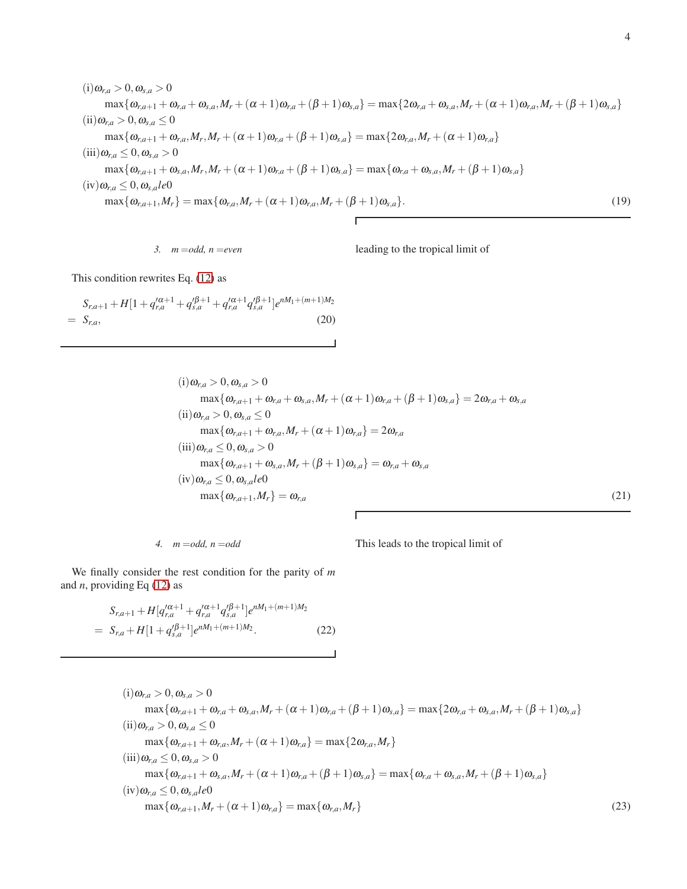$$
\begin{aligned}
&\text{(i)}\omega_{r,a} > 0, \omega_{s,a} > 0 \\
&\quad \max\{\omega_{r,a+1} + \omega_{r,a} + \omega_{s,a}, M_r + (\alpha+1)\omega_{r,a} + (\beta+1)\omega_{s,a}\} = \max\{2\omega_{r,a} + \omega_{s,a}, M_r + (\alpha+1)\omega_{r,a}, M_r + (\beta+1)\omega_{s,a}\} \\
&\text{(ii)}\omega_{r,a} > 0, \omega_{s,a} \le 0 \\
&\quad \max\{\omega_{r,a+1} + \omega_{r,a}, M_r, M_r + (\alpha+1)\omega_{r,a} + (\beta+1)\omega_{s,a}\} = \max\{2\omega_{r,a}, M_r + (\alpha+1)\omega_{r,a}\} \\
&\text{(iii)}\omega_{r,a} \le 0, \omega_{s,a} > 0 \\
&\quad \max\{\omega_{r,a+1} + \omega_{s,a}, M_r, M_r + (\alpha+1)\omega_{r,a} + (\beta+1)\omega_{s,a}\} = \max\{\omega_{r,a} + \omega_{s,a}, M_r + (\beta+1)\omega_{s,a}\} \\
&\text{(iv)}\omega_{r,a} \le 0, \omega_{s,a} le 0 \\
&\quad \max\{\omega_{r,a+1}, M_r\} = \max\{\omega_{r,a}, M_r + (\alpha+1)\omega_{r,a}, M_r + (\beta+1)\omega_{s,a}\}.
\end{aligned}
\tag{19}
$$

### 3. $m$ =odd, $n$ =even

This condition rewrites Eq. (12) as

$$
\begin{aligned}
& S_{r,a+1} + H[1 + q'^{\alpha+1}_{r,a} + q'^{\beta+1}_{s,a} + q'^{\alpha+1}_{r,a} q'^{\beta+1}_{s,a}] e^{nM_1 + (m+1)M_2} \\
= \; & S_{r,a},
\end{aligned}
\tag{20}
$$

leading to the tropical limit of

$$
\begin{aligned}
&\text{(i)}\omega_{r,a} > 0, \omega_{s,a} > 0 \\
&\quad \max\{\omega_{r,a+1} + \omega_{r,a} + \omega_{s,a}, M_r + (\alpha+1)\omega_{r,a} + (\beta+1)\omega_{s,a}\} = 2\omega_{r,a} + \omega_{s,a} \\
&\text{(ii)}\omega_{r,a} > 0, \omega_{s,a} \le 0 \\
&\quad \max\{\omega_{r,a+1} + \omega_{r,a}, M_r + (\alpha+1)\omega_{r,a}\} = 2\omega_{r,a} \\
&\text{(iii)}\omega_{r,a} \le 0, \omega_{s,a} > 0 \\
&\quad \max\{\omega_{r,a+1} + \omega_{s,a}, M_r + (\beta+1)\omega_{s,a}\} = \omega_{r,a} + \omega_{s,a} \\
&\text{(iv)}\omega_{r,a} \le 0, \omega_{s,a} le 0 \\
&\quad \max\{\omega_{r,a+1}, M_r\} = \omega_{r,a}
\end{aligned}
\tag{21}
$$

### 4. $m$ =odd, $n$ =odd

We finally consider the rest condition for the parity of $m$ and $n$, providing Eq (12) as

$$
\begin{aligned}
& S_{r,a+1} + H[q'^{\alpha+1}_{r,a} + q'^{\alpha+1}_{r,a} q'^{\beta+1}_{s,a}] e^{nM_1 + (m+1)M_2} \\
= \; & S_{r,a} + H[1 + q'^{\beta+1}_{s,a}] e^{nM_1 + (m+1)M_2}.
\end{aligned}
\tag{22}
$$

This leads to the tropical limit of

$$
\begin{aligned}
&\text{(i)}\omega_{r,a} > 0, \omega_{s,a} > 0 \\
&\quad \max\{\omega_{r,a+1} + \omega_{r,a} + \omega_{s,a}, M_r + (\alpha+1)\omega_{r,a} + (\beta+1)\omega_{s,a}\} = \max\{2\omega_{r,a} + \omega_{s,a}, M_r + (\beta+1)\omega_{s,a}\} \\
&\text{(ii)}\omega_{r,a} > 0, \omega_{s,a} \le 0 \\
&\quad \max\{\omega_{r,a+1} + \omega_{r,a}, M_r + (\alpha+1)\omega_{r,a}\} = \max\{2\omega_{r,a}, M_r\} \\
&\text{(iii)}\omega_{r,a} \le 0, \omega_{s,a} > 0 \\
&\quad \max\{\omega_{r,a+1} + \omega_{s,a}, M_r + (\alpha+1)\omega_{r,a} + (\beta+1)\omega_{s,a}\} = \max\{\omega_{r,a} + \omega_{s,a}, M_r + (\beta+1)\omega_{s,a}\} \\
&\text{(iv)}\omega_{r,a} \le 0, \omega_{s,a} le 0 \\
&\quad \max\{\omega_{r,a+1}, M_r + (\alpha+1)\omega_{r,a}\} = \max\{\omega_{r,a}, M_r\}
\end{aligned}
\tag{23}
$$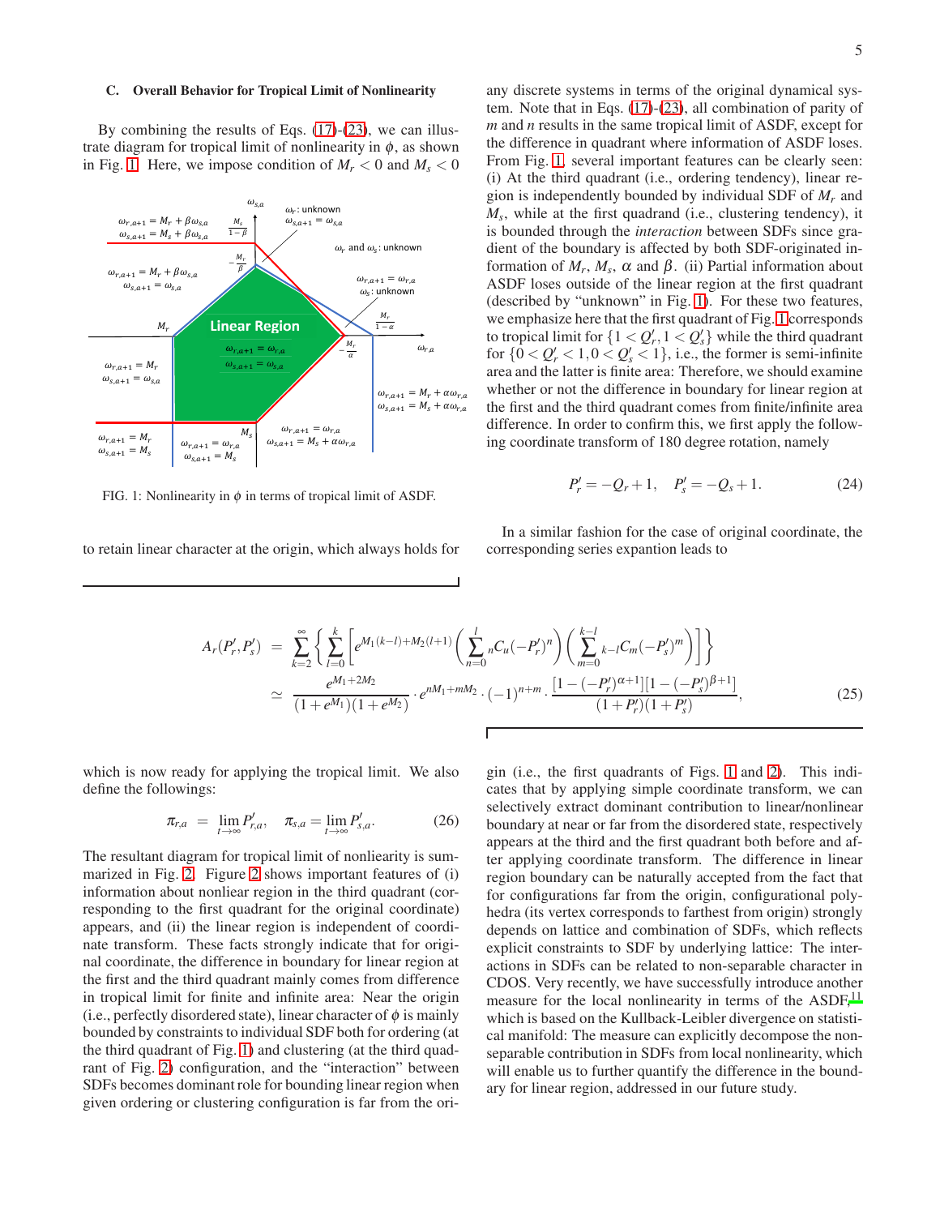### C. Overall Behavior for Tropical Limit of Nonlinearity

By combining the results of Eqs. (17)-(23), we can illustrate diagram for tropical limit of nonlinearity in $\phi$, as shown in Fig. 1. Here, we impose condition of $M_r < 0$ and $M_s < 0$ to retain linear character at the origin, which always holds for any discrete systems in terms of the original dynamical system. Note that in Eqs. (17)-(23), all combination of parity of $m$ and $n$ results in the same tropical limit of ASDF, except for the difference in quadrant where information of ASDF loses. From Fig. 1, several important features can be clearly seen: (i) At the third quadrant (i.e., ordering tendency), linear region is independently bounded by individual SDF of $M_r$ and $M_s$, while at the first quadrant (i.e., clustering tendency), it is bounded through the *interaction* between SDFs since gradient of the boundary is affected by both SDF-originated information of $M_r$, $M_s$, $\alpha$ and $\beta$. (ii) Partial information about ASDF loses outside of the linear region at the first quadrant (described by "unknown" in Fig. 1). For these two features, we emphasize here that the first quadrant of Fig. 1 corresponds to tropical limit for $\{1 < Q'_r, 1 < Q'_s\}$ while the third quadrant for $\{0 < Q'_r < 1, 0 < Q'_s < 1\}$, i.e., the former is semi-infinite area and the latter is finite area: Therefore, we should examine whether or not the difference in boundary for linear region at the first and the third quadrant comes from finite/infinite area difference. In order to confirm this, we first apply the following coordinate transform of 180 degree rotation, namely

FIG. 1: Nonlinearity in $\phi$ in terms of tropical limit of ASDF.

$$P'_r = -Q_r + 1, \quad P'_s = -Q_s + 1. \tag{24}$$

In a similar fashion for the case of original coordinate, the corresponding series expantion leads to

$$\begin{aligned}
A_r(P'_r, P'_s) &= \sum_{k=2}^{\infty}\left\{\sum_{l=0}^{k}\left[e^{M_1(k-l)+M_2(l+1)}\left(\sum_{n=0}^{l}{}_{n}C_u(-P'_r)^n\right)\left(\sum_{m=0}^{k-l}{}_{k-l}C_m(-P'_s)^m\right)\right]\right\} \\
&\simeq \frac{e^{M_1+2M_2}}{(1+e^{M_1})(1+e^{M_2})}\cdot e^{nM_1+mM_2}\cdot(-1)^{n+m}\cdot\frac{[1-(-P'_r)^{\alpha+1}][1-(-P'_s)^{\beta+1}]}{(1+P'_r)(1+P'_s)},
\end{aligned} \tag{25}$$

which is now ready for applying the tropical limit. We also define the followings:

$$\pi_{r,a} = \lim_{t\to\infty} P'_{r,a}, \quad \pi_{s,a} = \lim_{t\to\infty} P'_{s,a}. \tag{26}$$

The resultant diagram for tropical limit of nonliearity is summarized in Fig. 2. Figure 2 shows important features of (i) information about nonlinear region in the third quadrant (corresponding to the first quadrant for the original coordinate) appears, and (ii) the linear region is independent of coordinate transform. These facts strongly indicate that for original coordinate, the difference in boundary for linear region at the first and the third quadrant mainly comes from difference in tropical limit for finite and infinite area: Near the origin (i.e., perfectly disordered state), linear character of $\phi$ is mainly bounded by constraints to individual SDF both for ordering (at the third quadrant of Fig. 1) and clustering (at the third quadrant of Fig. 2) configuration, and the "interaction" between SDFs becomes dominant role for bounding linear region when given ordering or clustering configuration is far from the origin (i.e., the first quadrants of Figs. 1 and 2). This indicates that by applying simple coordinate transform, we can selectively extract dominant contribution to linear/nonlinear boundary at near or far from the disordered state, respectively appears at the third and the first quadrant both before and after applying coordinate transform. The difference in linear region boundary can be naturally accepted from the fact that for configurations far from the origin, configurational polyhedra (its vertex corresponds to farthest from origin) strongly depends on lattice and combination of SDFs, which reflects explicit constraints to SDF by underlying lattice: The interactions in SDFs can be related to non-separable character in CDOS. Very recently, we have successfully introduce another measure for the local nonlinearity in terms of the ASDF,[11] which is based on the Kullback-Leibler divergence on statistical manifold: The measure can explicitly decompose the non-separable contribution in SDFs from local nonlinearity, which will enable us to further quantify the difference in the boundary for linear region, addressed in our future study.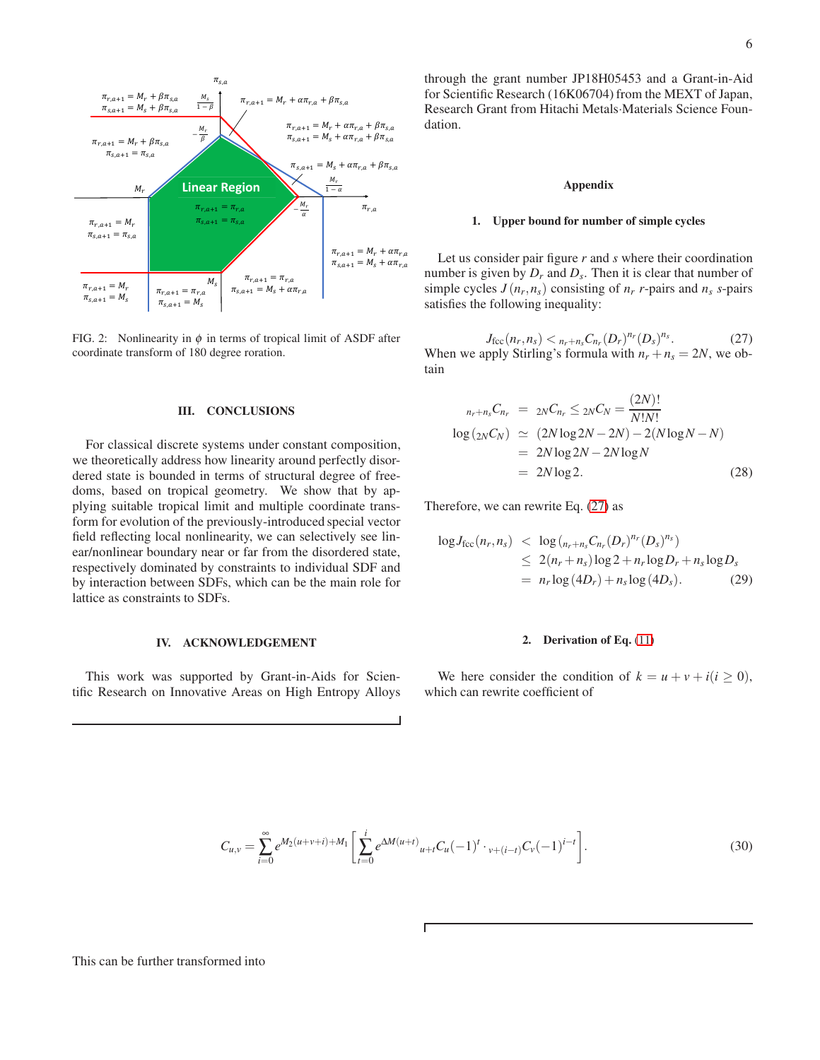FIG. 2: Nonlinearity in $\phi$ in terms of tropical limit of ASDF after coordinate transform of 180 degree roration.

## III. CONCLUSIONS

For classical discrete systems under constant composition, we theoretically address how linearity around perfectly disordered state is bounded in terms of structural degree of freedoms, based on tropical geometry. We show that by applying suitable tropical limit and multiple coordinate transform for evolution of the previously-introduced special vector field reflecting local nonlinearity, we can selectively see linear/nonlinear boundary near or far from the disordered state, respectively dominated by constraints to individual SDF and by interaction between SDFs, which can be the main role for lattice as constraints to SDFs.

## IV. ACKNOWLEDGEMENT

This work was supported by Grant-in-Aids for Scientific Research on Innovative Areas on High Entropy Alloys through the grant number JP18H05453 and a Grant-in-Aid for Scientific Research (16K06704) from the MEXT of Japan, Research Grant from Hitachi Metals·Materials Science Foundation.

## Appendix

### 1. Upper bound for number of simple cycles

Let us consider pair figure $r$ and $s$ where their coordination number is given by $D_r$ and $D_s$. Then it is clear that number of simple cycles $J(n_r, n_s)$ consisting of $n_r$ $r$-pairs and $n_s$ $s$-pairs satisfies the following inequality:

$$J_{\mathrm{fcc}}(n_r, n_s) < {}_{n_r+n_s}C_{n_r}(D_r)^{n_r}(D_s)^{n_s}. \tag{27}$$

When we apply Stirling's formula with $n_r + n_s = 2N$, we obtain

$$\begin{aligned}
{}_{n_r+n_s}C_{n_r} &= {}_{2N}C_{n_r} \le {}_{2N}C_N = \frac{(2N)!}{N!N!} \\
\log\left({}_{2N}C_N\right) &\simeq (2N\log 2N - 2N) - 2(N\log N - N) \\
&= 2N\log 2N - 2N\log N \\
&= 2N\log 2.
\end{aligned} \tag{28}$$

Therefore, we can rewrite Eq. (27) as

$$\begin{aligned}
\log J_{\mathrm{fcc}}(n_r, n_s) &< \log\left({}_{n_r+n_s}C_{n_r}(D_r)^{n_r}(D_s)^{n_s}\right) \\
&\le 2(n_r+n_s)\log 2 + n_r\log D_r + n_s\log D_s \\
&= n_r\log(4D_r) + n_s\log(4D_s).
\end{aligned} \tag{29}$$

### 2. Derivation of Eq. (11)

We here consider the condition of $k = u + v + i\,(i \ge 0)$, which can rewrite coefficient of

$$C_{u,v} = \sum_{i=0}^{\infty} e^{M_2(u+v+i)+M_1}\left[\sum_{t=0}^{i} e^{\Delta M(u+t)}{}_{u+t}C_u(-1)^t \cdot {}_{v+(i-t)}C_v(-1)^{i-t}\right]. \tag{30}$$

This can be further transformed into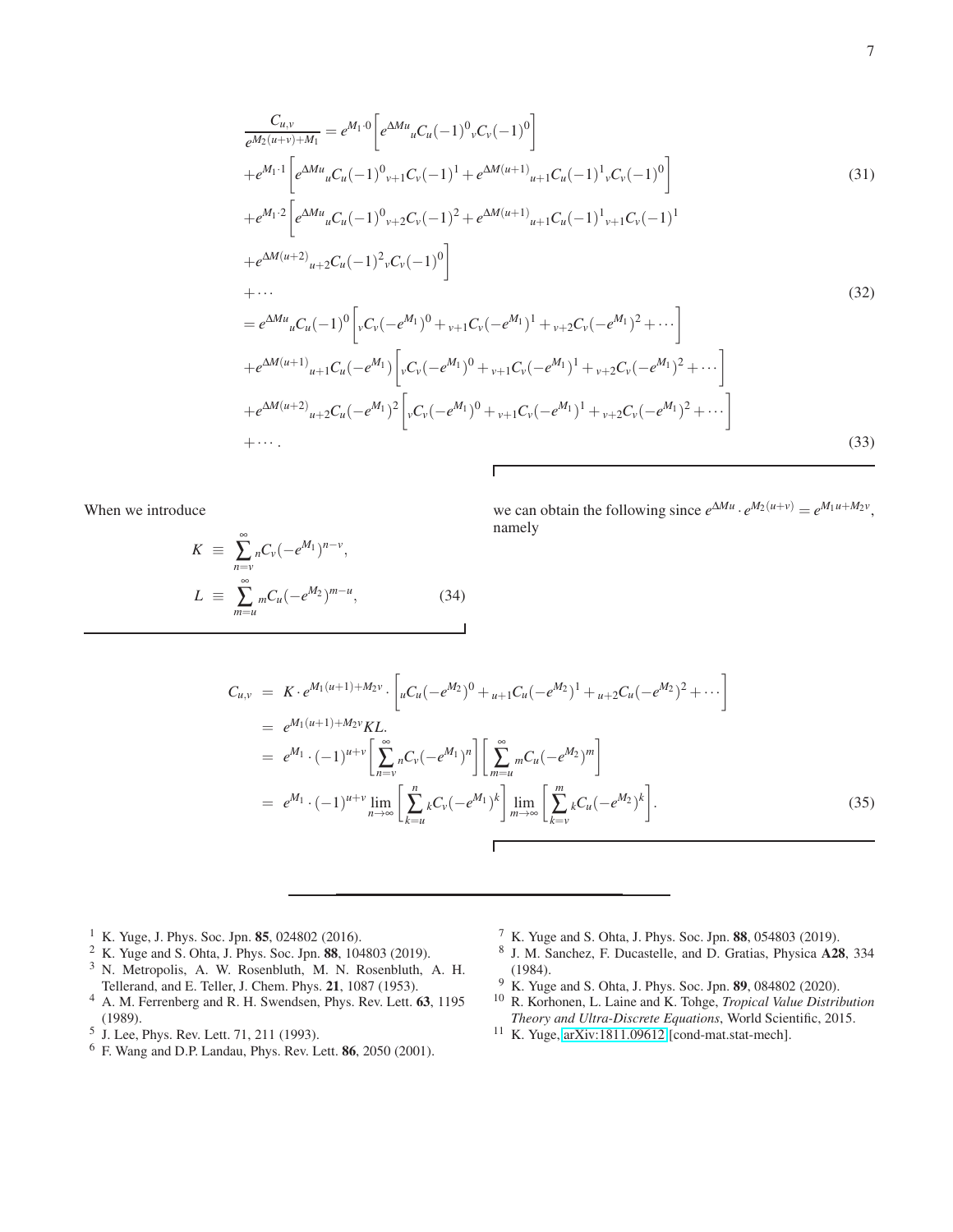$$
\begin{aligned}
\frac{C_{u,v}}{e^{M_2(u+v)+M_1}} &= e^{M_1\cdot 0}\left[e^{\Delta M u}{}_uC_u(-1)^0{}_vC_v(-1)^0\right] \\
&+e^{M_1\cdot 1}\left[e^{\Delta M u}{}_uC_u(-1)^0{}_{v+1}C_v(-1)^1+e^{\Delta M(u+1)}{}_{u+1}C_u(-1)^1{}_vC_v(-1)^0\right] \qquad (31)\\
&+e^{M_1\cdot 2}\left[e^{\Delta M u}{}_uC_u(-1)^0{}_{v+2}C_v(-1)^2+e^{\Delta M(u+1)}{}_{u+1}C_u(-1)^1{}_{v+1}C_v(-1)^1\right. \\
&\left.+e^{\Delta M(u+2)}{}_{u+2}C_u(-1)^2{}_vC_v(-1)^0\right] \\
&+\cdots \qquad (32)\\
&= e^{\Delta M u}{}_uC_u(-1)^0\left[{}_vC_v(-e^{M_1})^0+{}_{v+1}C_v(-e^{M_1})^1+{}_{v+2}C_v(-e^{M_1})^2+\cdots\right] \\
&+e^{\Delta M(u+1)}{}_{u+1}C_u(-e^{M_1})\left[{}_vC_v(-e^{M_1})^0+{}_{v+1}C_v(-e^{M_1})^1+{}_{v+2}C_v(-e^{M_1})^2+\cdots\right] \\
&+e^{\Delta M(u+2)}{}_{u+2}C_u(-e^{M_1})^2\left[{}_vC_v(-e^{M_1})^0+{}_{v+1}C_v(-e^{M_1})^1+{}_{v+2}C_v(-e^{M_1})^2+\cdots\right] \\
&+\cdots. \qquad (33)
\end{aligned}
$$

When we introduce

$$
\begin{aligned}
K &\equiv \sum_{n=v}^{\infty}{}_nC_v(-e^{M_1})^{n-v}, \\
L &\equiv \sum_{m=u}^{\infty}{}_mC_u(-e^{M_2})^{m-u}, \qquad (34)
\end{aligned}
$$

we can obtain the following since $e^{\Delta M u}\cdot e^{M_2(u+v)} = e^{M_1 u + M_2 v}$, namely

$$
\begin{aligned}
C_{u,v} &= K\cdot e^{M_1(u+1)+M_2 v}\cdot\left[{}_uC_u(-e^{M_2})^0+{}_{u+1}C_u(-e^{M_2})^1+{}_{u+2}C_u(-e^{M_2})^2+\cdots\right] \\
&= e^{M_1(u+1)+M_2 v}KL. \\
&= e^{M_1}\cdot(-1)^{u+v}\left[\sum_{n=v}^{\infty}{}_nC_v(-e^{M_1})^n\right]\left[\sum_{m=u}^{\infty}{}_mC_u(-e^{M_2})^m\right] \\
&= e^{M_1}\cdot(-1)^{u+v}\lim_{n\to\infty}\left[\sum_{k=u}^{n}{}_kC_v(-e^{M_1})^k\right]\lim_{m\to\infty}\left[\sum_{k=v}^{m}{}_kC_u(-e^{M_2})^k\right]. \qquad (35)
\end{aligned}
$$

---

[1] K. Yuge, J. Phys. Soc. Jpn. **85**, 024802 (2016).

[2] K. Yuge and S. Ohta, J. Phys. Soc. Jpn. **88**, 104803 (2019).

[3] N. Metropolis, A. W. Rosenbluth, M. N. Rosenbluth, A. H. Tellerand, and E. Teller, J. Chem. Phys. **21**, 1087 (1953).

[4] A. M. Ferrenberg and R. H. Swendsen, Phys. Rev. Lett. **63**, 1195 (1989).

[5] J. Lee, Phys. Rev. Lett. 71, 211 (1993).

[6] F. Wang and D.P. Landau, Phys. Rev. Lett. **86**, 2050 (2001).

[7] K. Yuge and S. Ohta, J. Phys. Soc. Jpn. **88**, 054803 (2019).

[8] J. M. Sanchez, F. Ducastelle, and D. Gratias, Physica **A28**, 334 (1984).

[9] K. Yuge and S. Ohta, J. Phys. Soc. Jpn. **89**, 084802 (2020).

[10] R. Korhonen, L. Laine and K. Tohge, *Tropical Value Distribution Theory and Ultra-Discrete Equations*, World Scientific, 2015.

[11] K. Yuge, arXiv:1811.09612 [cond-mat.stat-mech].